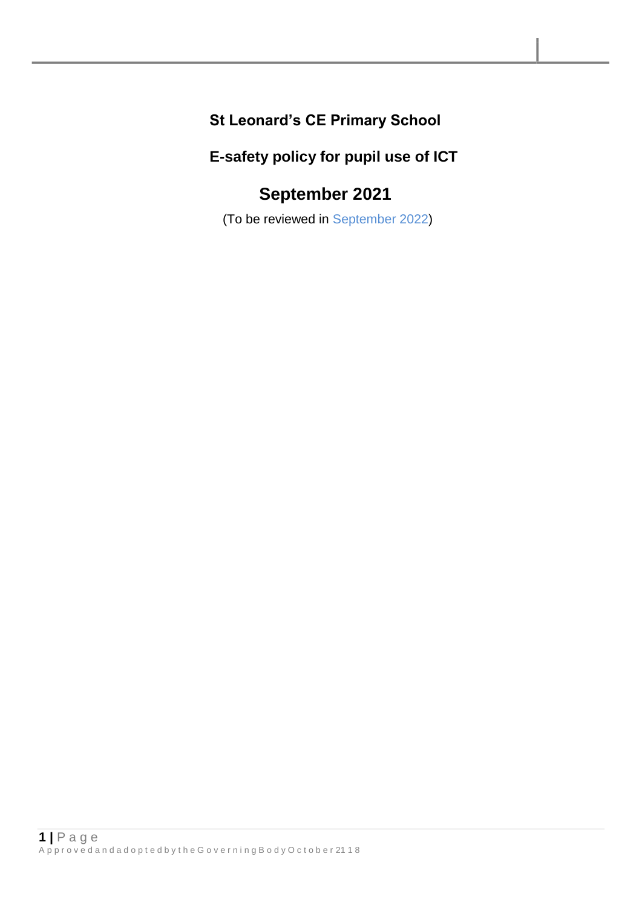**St Leonard's CE Primary School**

**E-safety policy for pupil use of ICT**

# September 2021

(To be reviewed in September 2022)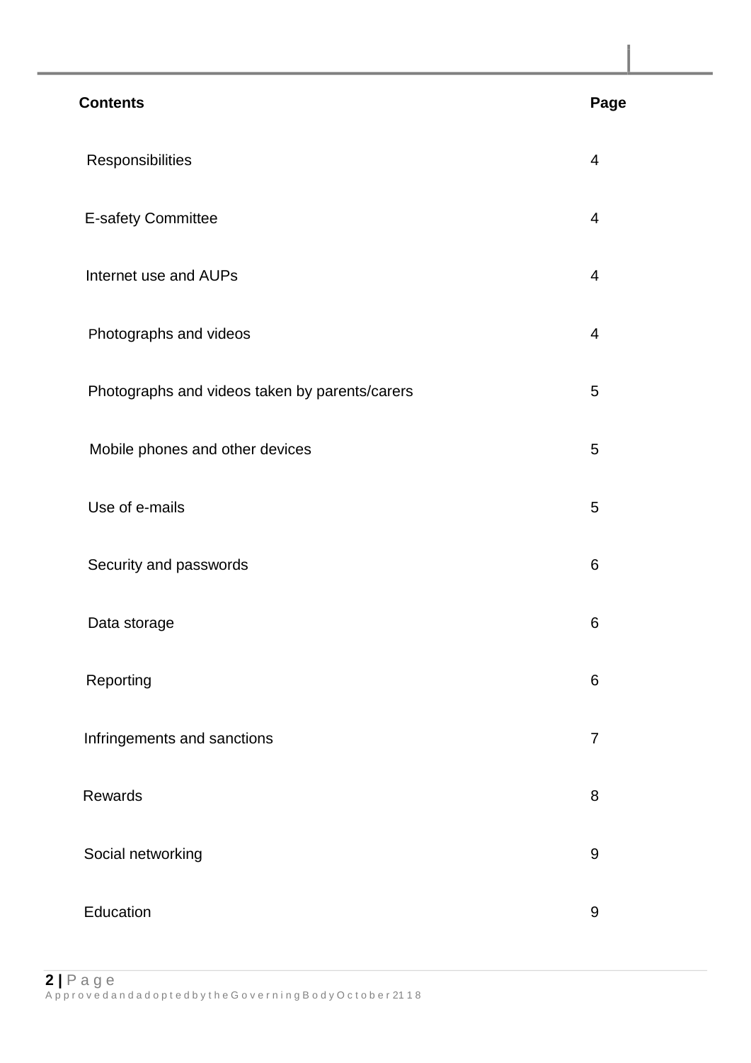| Contents | Page |
|---|---|
| Responsibilities | 4 |
| E-safety Committee | 4 |
| Internet use and AUPs | 4 |
| Photographs and videos | 4 |
| Photographs and videos taken by parents/carers | 5 |
| Mobile phones and other devices | 5 |
| Use of e-mails | 5 |
| Security and passwords | 6 |
| Data storage | 6 |
| Reporting | 6 |
| Infringements and sanctions | 7 |
| Rewards | 8 |
| Social networking | 9 |
| Education | 9 |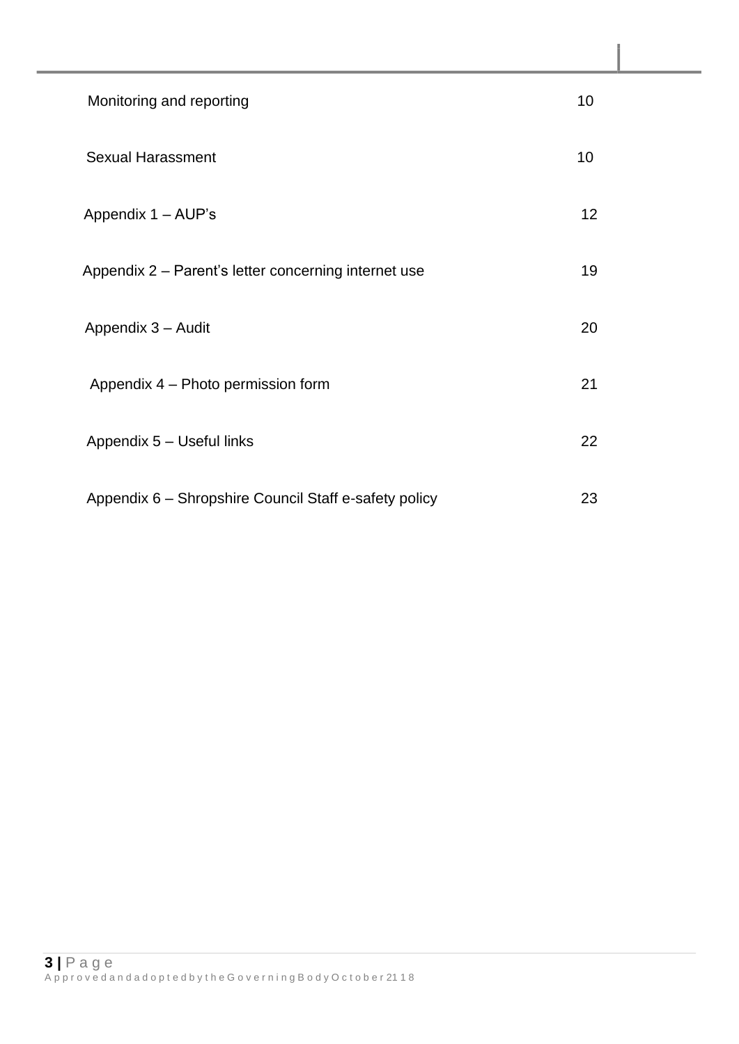| | |
|---|---|
| Monitoring and reporting | 10 |
| Sexual Harassment | 10 |
| Appendix 1 – AUP's | 12 |
| Appendix 2 – Parent's letter concerning internet use | 19 |
| Appendix 3 – Audit | 20 |
| Appendix 4 – Photo permission form | 21 |
| Appendix 5 – Useful links | 22 |
| Appendix 6 – Shropshire Council Staff e-safety policy | 23 |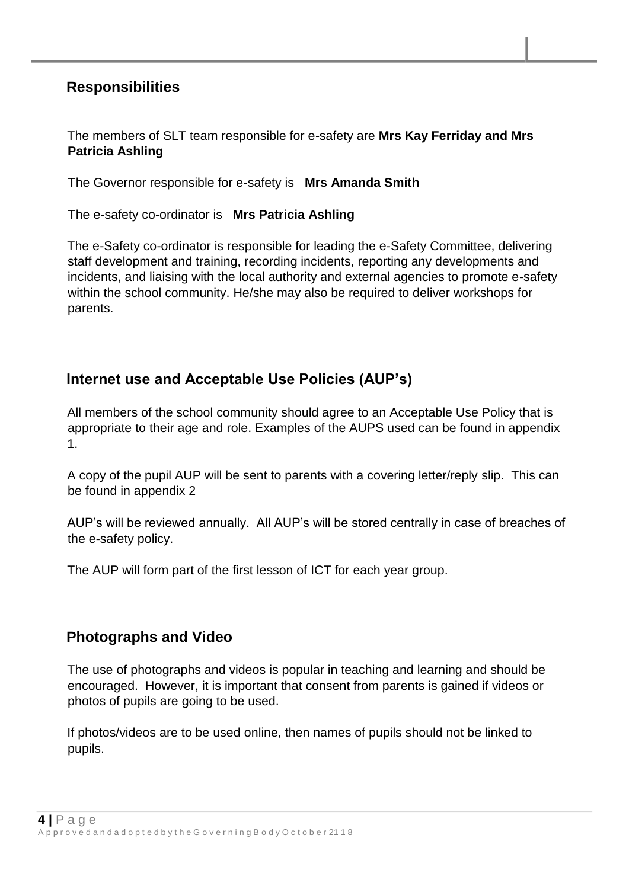## Responsibilities

The members of SLT team responsible for e-safety are **Mrs Kay Ferriday and Mrs Patricia Ashling**

The Governor responsible for e-safety is **Mrs Amanda Smith**

The e-safety co-ordinator is **Mrs Patricia Ashling**

The e-Safety co-ordinator is responsible for leading the e-Safety Committee, delivering staff development and training, recording incidents, reporting any developments and incidents, and liaising with the local authority and external agencies to promote e-safety within the school community. He/she may also be required to deliver workshops for parents.

## Internet use and Acceptable Use Policies (AUP's)

All members of the school community should agree to an Acceptable Use Policy that is appropriate to their age and role. Examples of the AUPS used can be found in appendix 1.

A copy of the pupil AUP will be sent to parents with a covering letter/reply slip. This can be found in appendix 2

AUP's will be reviewed annually. All AUP's will be stored centrally in case of breaches of the e-safety policy.

The AUP will form part of the first lesson of ICT for each year group.

## Photographs and Video

The use of photographs and videos is popular in teaching and learning and should be encouraged. However, it is important that consent from parents is gained if videos or photos of pupils are going to be used.

If photos/videos are to be used online, then names of pupils should not be linked to pupils.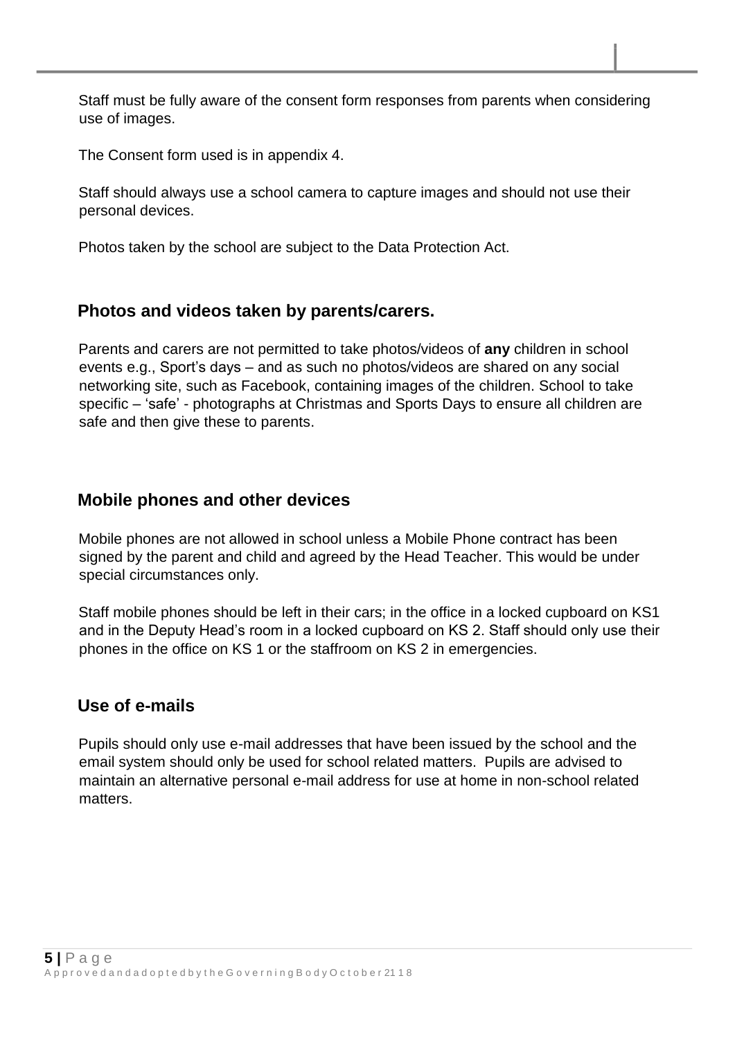Staff must be fully aware of the consent form responses from parents when considering use of images.

The Consent form used is in appendix 4.

Staff should always use a school camera to capture images and should not use their personal devices.

Photos taken by the school are subject to the Data Protection Act.

## Photos and videos taken by parents/carers.

Parents and carers are not permitted to take photos/videos of **any** children in school events e.g., Sport's days – and as such no photos/videos are shared on any social networking site, such as Facebook, containing images of the children. School to take specific – 'safe' - photographs at Christmas and Sports Days to ensure all children are safe and then give these to parents.

## Mobile phones and other devices

Mobile phones are not allowed in school unless a Mobile Phone contract has been signed by the parent and child and agreed by the Head Teacher. This would be under special circumstances only.

Staff mobile phones should be left in their cars; in the office in a locked cupboard on KS1 and in the Deputy Head's room in a locked cupboard on KS 2. Staff should only use their phones in the office on KS 1 or the staffroom on KS 2 in emergencies.

## Use of e-mails

Pupils should only use e-mail addresses that have been issued by the school and the email system should only be used for school related matters. Pupils are advised to maintain an alternative personal e-mail address for use at home in non-school related matters.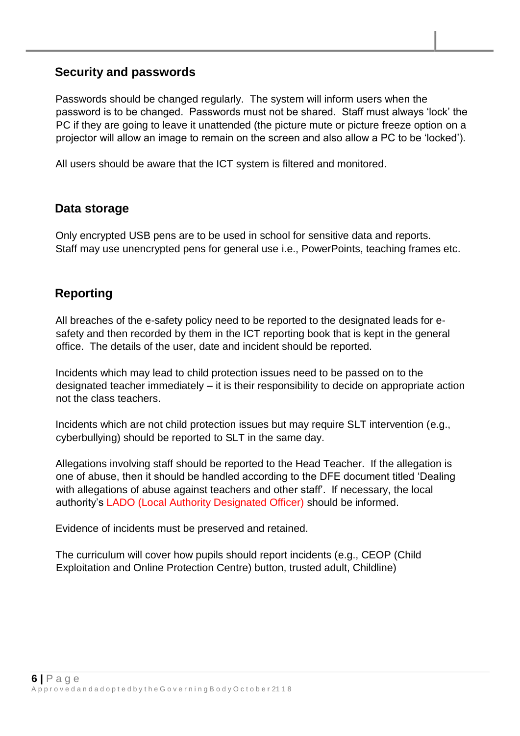## Security and passwords

Passwords should be changed regularly. The system will inform users when the password is to be changed. Passwords must not be shared. Staff must always 'lock' the PC if they are going to leave it unattended (the picture mute or picture freeze option on a projector will allow an image to remain on the screen and also allow a PC to be 'locked').

All users should be aware that the ICT system is filtered and monitored.

## Data storage

Only encrypted USB pens are to be used in school for sensitive data and reports. Staff may use unencrypted pens for general use i.e., PowerPoints, teaching frames etc.

## Reporting

All breaches of the e-safety policy need to be reported to the designated leads for e-safety and then recorded by them in the ICT reporting book that is kept in the general office. The details of the user, date and incident should be reported.

Incidents which may lead to child protection issues need to be passed on to the designated teacher immediately – it is their responsibility to decide on appropriate action not the class teachers.

Incidents which are not child protection issues but may require SLT intervention (e.g., cyberbullying) should be reported to SLT in the same day.

Allegations involving staff should be reported to the Head Teacher. If the allegation is one of abuse, then it should be handled according to the DFE document titled 'Dealing with allegations of abuse against teachers and other staff'. If necessary, the local authority's LADO (Local Authority Designated Officer) should be informed.

Evidence of incidents must be preserved and retained.

The curriculum will cover how pupils should report incidents (e.g., CEOP (Child Exploitation and Online Protection Centre) button, trusted adult, Childline)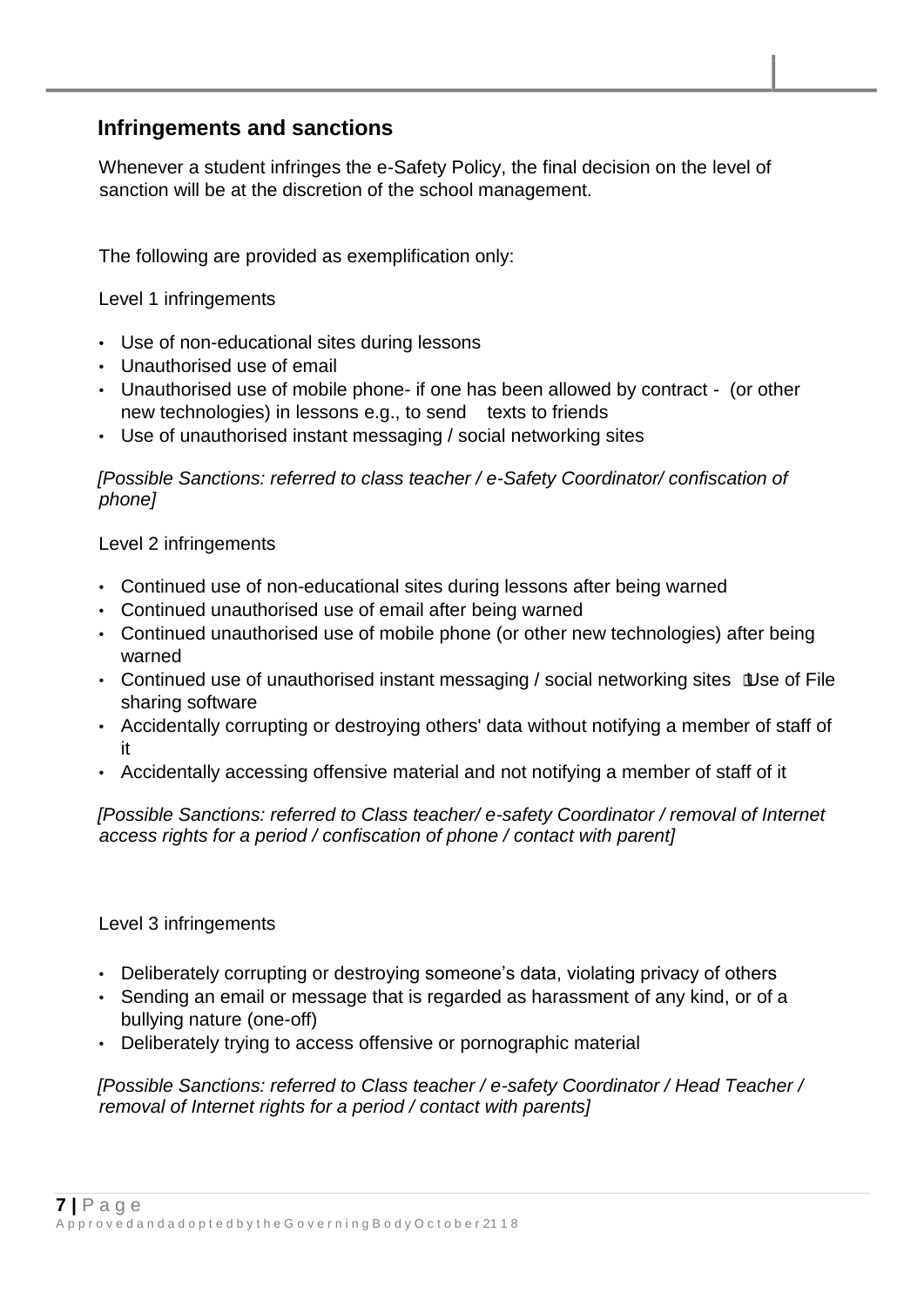## Infringements and sanctions

Whenever a student infringes the e-Safety Policy, the final decision on the level of sanction will be at the discretion of the school management.

The following are provided as exemplification only:

Level 1 infringements

- Use of non-educational sites during lessons
- Unauthorised use of email
- Unauthorised use of mobile phone- if one has been allowed by contract - (or other new technologies) in lessons e.g., to send texts to friends
- Use of unauthorised instant messaging / social networking sites

*[Possible Sanctions: referred to class teacher / e-Safety Coordinator/ confiscation of phone]*

Level 2 infringements

- Continued use of non-educational sites during lessons after being warned
- Continued unauthorised use of email after being warned
- Continued unauthorised use of mobile phone (or other new technologies) after being warned
- Continued use of unauthorised instant messaging / social networking sites
- Use of File sharing software
- Accidentally corrupting or destroying others' data without notifying a member of staff of it
- Accidentally accessing offensive material and not notifying a member of staff of it

*[Possible Sanctions: referred to Class teacher/ e-safety Coordinator / removal of Internet access rights for a period / confiscation of phone / contact with parent]*

Level 3 infringements

- Deliberately corrupting or destroying someone's data, violating privacy of others
- Sending an email or message that is regarded as harassment of any kind, or of a bullying nature (one-off)
- Deliberately trying to access offensive or pornographic material

*[Possible Sanctions: referred to Class teacher / e-safety Coordinator / Head Teacher / removal of Internet rights for a period / contact with parents]*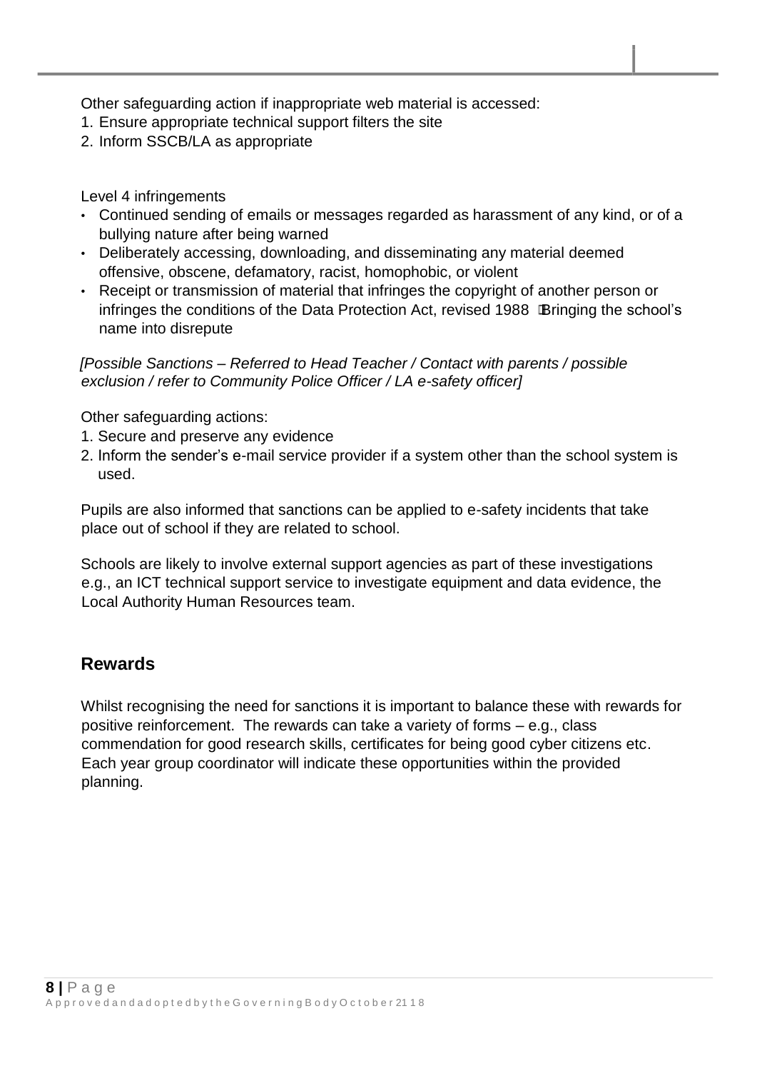Other safeguarding action if inappropriate web material is accessed:
1. Ensure appropriate technical support filters the site
2. Inform SSCB/LA as appropriate

Level 4 infringements

- Continued sending of emails or messages regarded as harassment of any kind, or of a bullying nature after being warned
- Deliberately accessing, downloading, and disseminating any material deemed offensive, obscene, defamatory, racist, homophobic, or violent
- Receipt or transmission of material that infringes the copyright of another person or infringes the conditions of the Data Protection Act, revised 1988 Bringing the school's name into disrepute

*[Possible Sanctions – Referred to Head Teacher / Contact with parents / possible exclusion / refer to Community Police Officer / LA e-safety officer]*

Other safeguarding actions:
1. Secure and preserve any evidence
2. Inform the sender's e-mail service provider if a system other than the school system is used.

Pupils are also informed that sanctions can be applied to e-safety incidents that take place out of school if they are related to school.

Schools are likely to involve external support agencies as part of these investigations e.g., an ICT technical support service to investigate equipment and data evidence, the Local Authority Human Resources team.

## Rewards

Whilst recognising the need for sanctions it is important to balance these with rewards for positive reinforcement. The rewards can take a variety of forms – e.g., class commendation for good research skills, certificates for being good cyber citizens etc. Each year group coordinator will indicate these opportunities within the provided planning.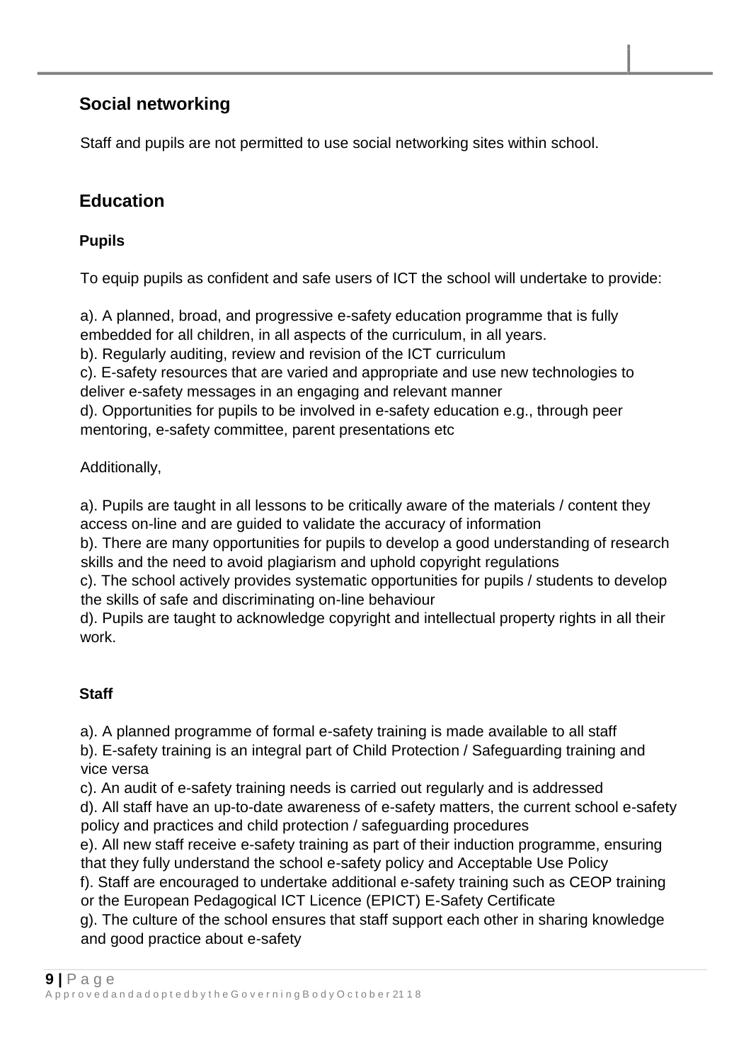## Social networking

Staff and pupils are not permitted to use social networking sites within school.

## Education

### Pupils

To equip pupils as confident and safe users of ICT the school will undertake to provide:

a). A planned, broad, and progressive e-safety education programme that is fully embedded for all children, in all aspects of the curriculum, in all years.
b). Regularly auditing, review and revision of the ICT curriculum
c). E-safety resources that are varied and appropriate and use new technologies to deliver e-safety messages in an engaging and relevant manner
d). Opportunities for pupils to be involved in e-safety education e.g., through peer mentoring, e-safety committee, parent presentations etc

Additionally,

a). Pupils are taught in all lessons to be critically aware of the materials / content they access on-line and are guided to validate the accuracy of information
b). There are many opportunities for pupils to develop a good understanding of research skills and the need to avoid plagiarism and uphold copyright regulations
c). The school actively provides systematic opportunities for pupils / students to develop the skills of safe and discriminating on-line behaviour
d). Pupils are taught to acknowledge copyright and intellectual property rights in all their work.

### Staff

a). A planned programme of formal e-safety training is made available to all staff
b). E-safety training is an integral part of Child Protection / Safeguarding training and vice versa
c). An audit of e-safety training needs is carried out regularly and is addressed
d). All staff have an up-to-date awareness of e-safety matters, the current school e-safety policy and practices and child protection / safeguarding procedures
e). All new staff receive e-safety training as part of their induction programme, ensuring that they fully understand the school e-safety policy and Acceptable Use Policy
f). Staff are encouraged to undertake additional e-safety training such as CEOP training or the European Pedagogical ICT Licence (EPICT) E-Safety Certificate
g). The culture of the school ensures that staff support each other in sharing knowledge and good practice about e-safety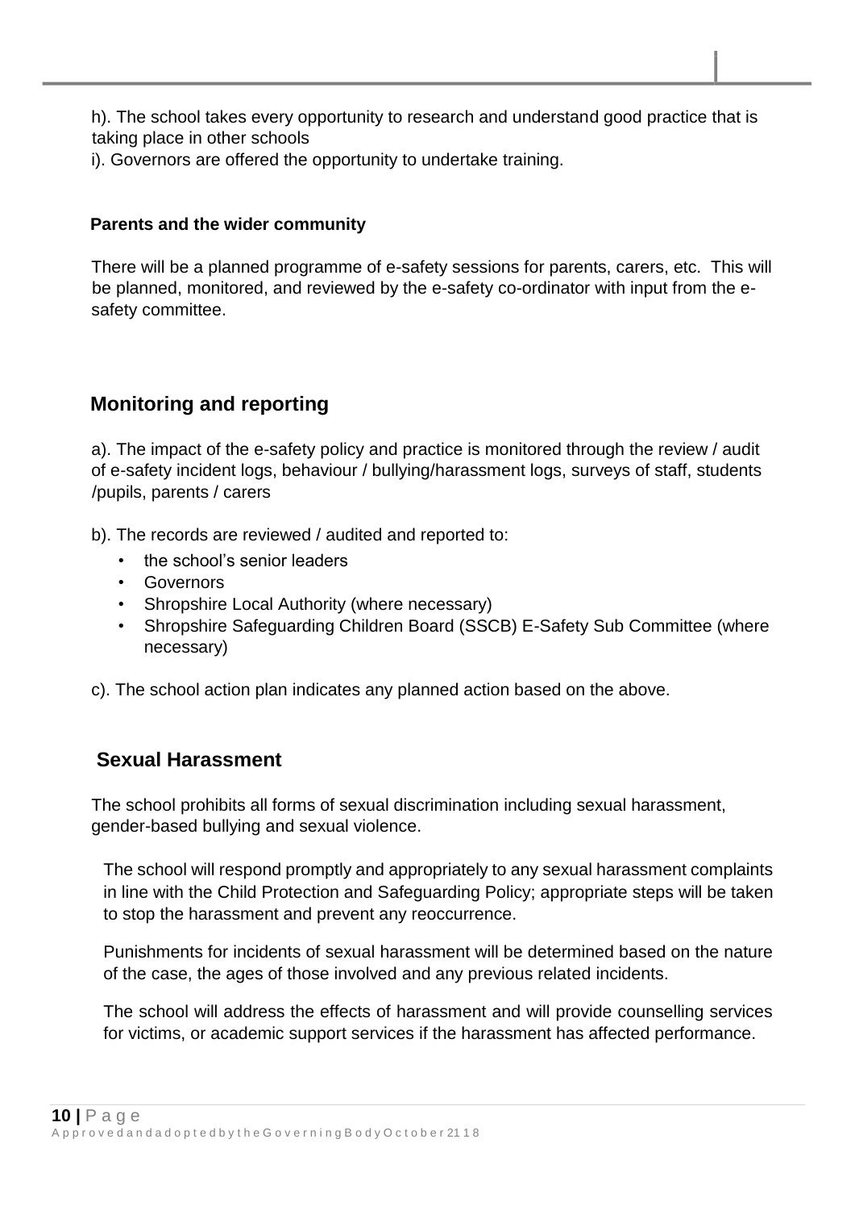h). The school takes every opportunity to research and understand good practice that is taking place in other schools

i). Governors are offered the opportunity to undertake training.

**Parents and the wider community**

There will be a planned programme of e-safety sessions for parents, carers, etc. This will be planned, monitored, and reviewed by the e-safety co-ordinator with input from the e-safety committee.

## Monitoring and reporting

a). The impact of the e-safety policy and practice is monitored through the review / audit of e-safety incident logs, behaviour / bullying/harassment logs, surveys of staff, students /pupils, parents / carers

b). The records are reviewed / audited and reported to:

- the school's senior leaders
- Governors
- Shropshire Local Authority (where necessary)
- Shropshire Safeguarding Children Board (SSCB) E-Safety Sub Committee (where necessary)

c). The school action plan indicates any planned action based on the above.

## Sexual Harassment

The school prohibits all forms of sexual discrimination including sexual harassment, gender-based bullying and sexual violence.

The school will respond promptly and appropriately to any sexual harassment complaints in line with the Child Protection and Safeguarding Policy; appropriate steps will be taken to stop the harassment and prevent any reoccurrence.

Punishments for incidents of sexual harassment will be determined based on the nature of the case, the ages of those involved and any previous related incidents.

The school will address the effects of harassment and will provide counselling services for victims, or academic support services if the harassment has affected performance.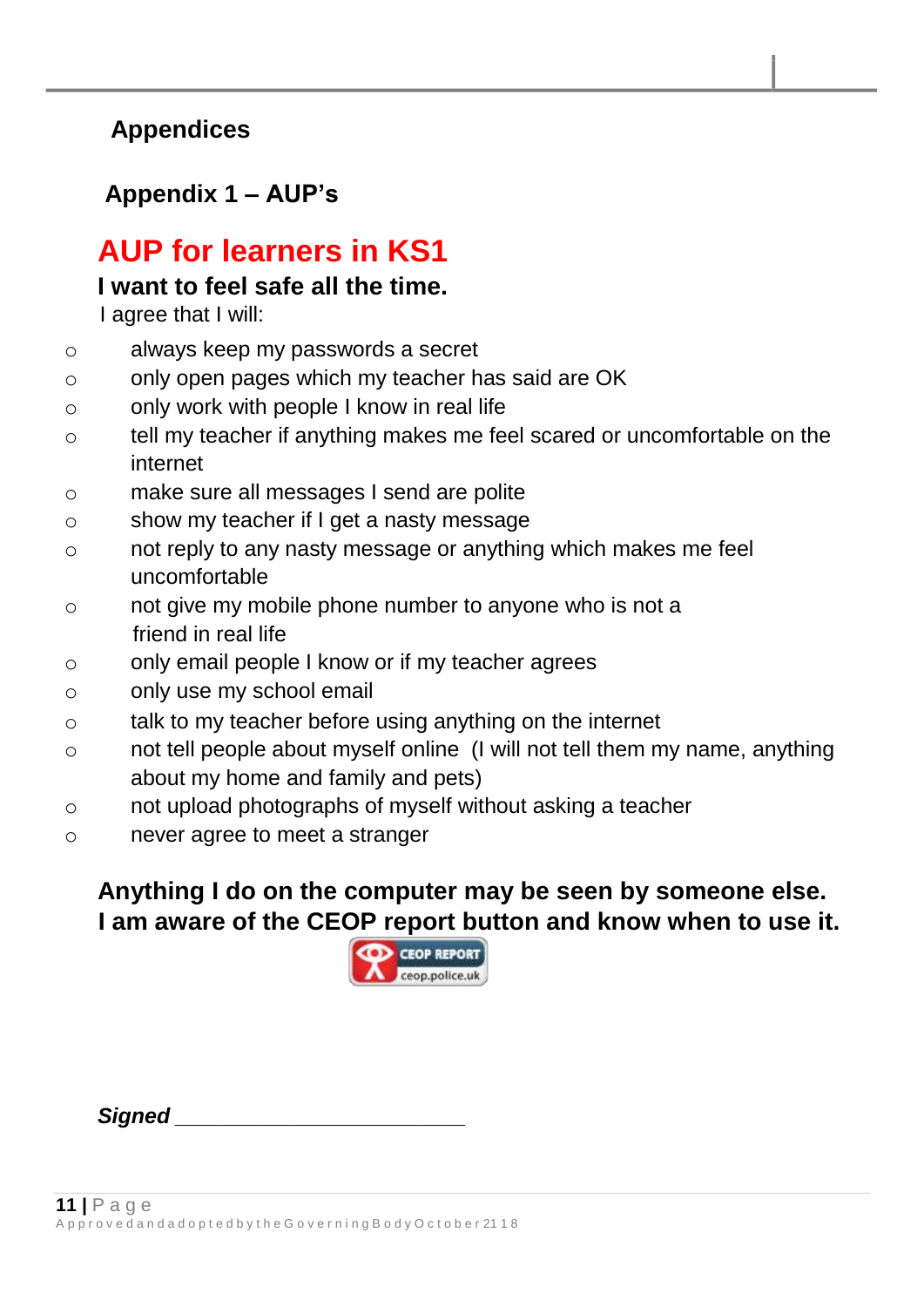## Appendices

### Appendix 1 – AUP's

# AUP for learners in KS1

**I want to feel safe all the time.**

I agree that I will:

- always keep my passwords a secret
- only open pages which my teacher has said are OK
- only work with people I know in real life
- tell my teacher if anything makes me feel scared or uncomfortable on the internet
- make sure all messages I send are polite
- show my teacher if I get a nasty message
- not reply to any nasty message or anything which makes me feel uncomfortable
- not give my mobile phone number to anyone who is not a friend in real life
- only email people I know or if my teacher agrees
- only use my school email
- talk to my teacher before using anything on the internet
- not tell people about myself online (I will not tell them my name, anything about my home and family and pets)
- not upload photographs of myself without asking a teacher
- never agree to meet a stranger

**Anything I do on the computer may be seen by someone else.**
**I am aware of the CEOP report button and know when to use it.**

CEOP REPORT ceop.police.uk

***Signed*** ________________________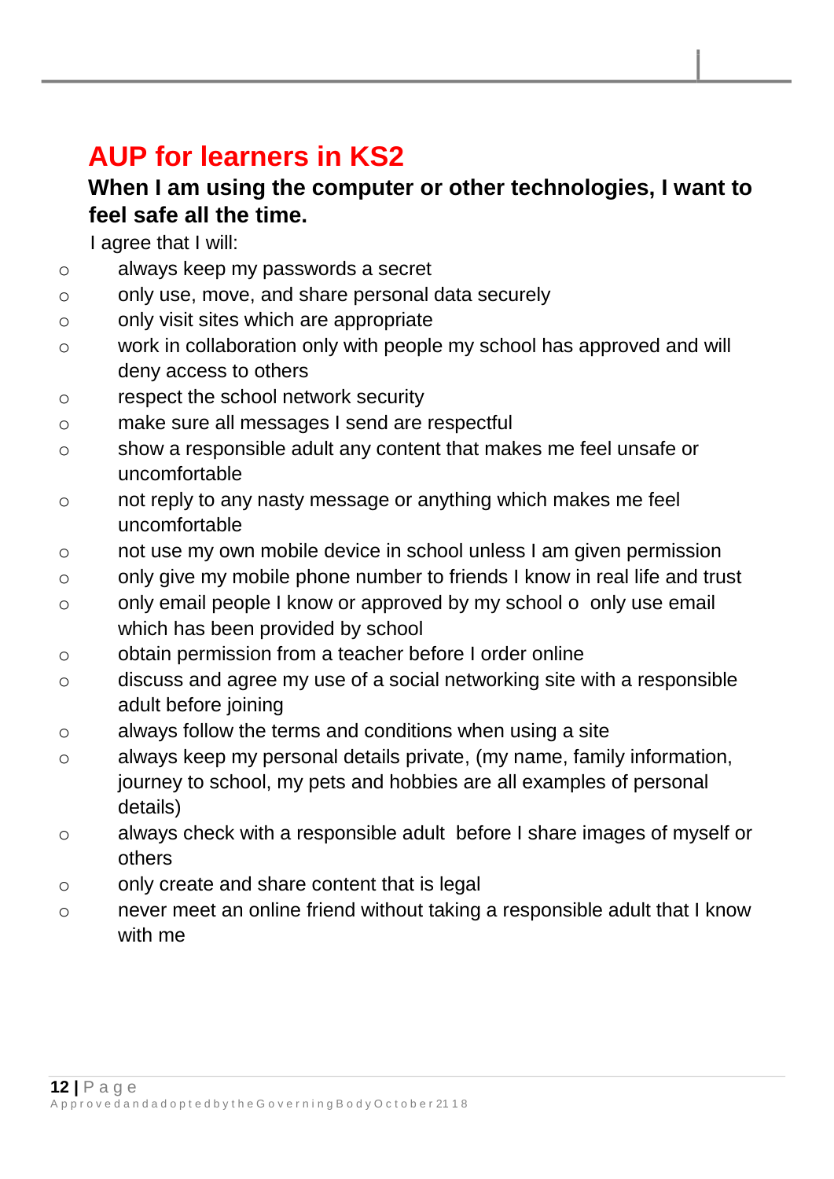# AUP for learners in KS2

**When I am using the computer or other technologies, I want to feel safe all the time.**

I agree that I will:

- always keep my passwords a secret
- only use, move, and share personal data securely
- only visit sites which are appropriate
- work in collaboration only with people my school has approved and will deny access to others
- respect the school network security
- make sure all messages I send are respectful
- show a responsible adult any content that makes me feel unsafe or uncomfortable
- not reply to any nasty message or anything which makes me feel uncomfortable
- not use my own mobile device in school unless I am given permission
- only give my mobile phone number to friends I know in real life and trust
- only email people I know or approved by my school o only use email which has been provided by school
- obtain permission from a teacher before I order online
- discuss and agree my use of a social networking site with a responsible adult before joining
- always follow the terms and conditions when using a site
- always keep my personal details private, (my name, family information, journey to school, my pets and hobbies are all examples of personal details)
- always check with a responsible adult before I share images of myself or others
- only create and share content that is legal
- never meet an online friend without taking a responsible adult that I know with me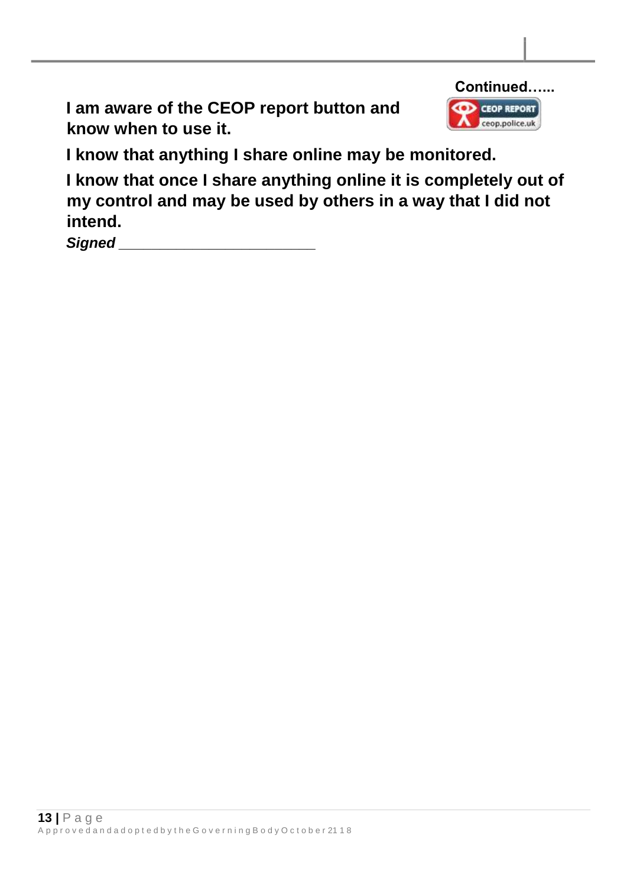**Continued…...**

**I am aware of the CEOP report button and know when to use it.**

**I know that anything I share online may be monitored.**

**I know that once I share anything online it is completely out of my control and may be used by others in a way that I did not intend.**

***Signed*** _______________________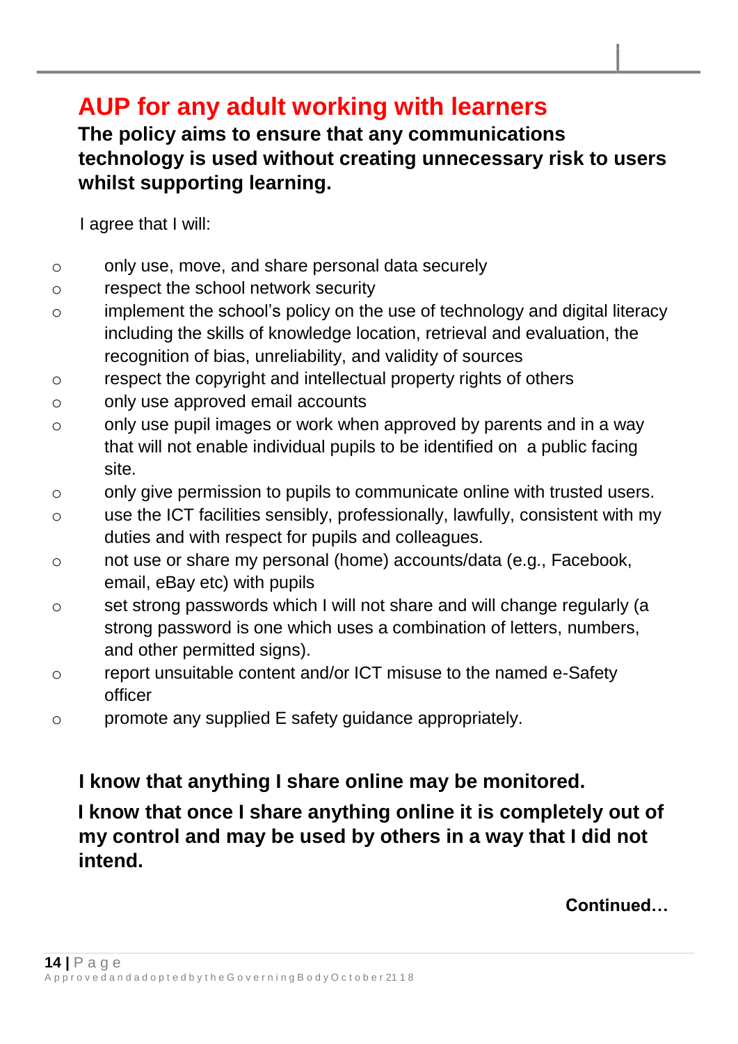# AUP for any adult working with learners

**The policy aims to ensure that any communications technology is used without creating unnecessary risk to users whilst supporting learning.**

I agree that I will:

- only use, move, and share personal data securely
- respect the school network security
- implement the school's policy on the use of technology and digital literacy including the skills of knowledge location, retrieval and evaluation, the recognition of bias, unreliability, and validity of sources
- respect the copyright and intellectual property rights of others
- only use approved email accounts
- only use pupil images or work when approved by parents and in a way that will not enable individual pupils to be identified on a public facing site.
- only give permission to pupils to communicate online with trusted users.
- use the ICT facilities sensibly, professionally, lawfully, consistent with my duties and with respect for pupils and colleagues.
- not use or share my personal (home) accounts/data (e.g., Facebook, email, eBay etc) with pupils
- set strong passwords which I will not share and will change regularly (a strong password is one which uses a combination of letters, numbers, and other permitted signs).
- report unsuitable content and/or ICT misuse to the named e-Safety officer
- promote any supplied E safety guidance appropriately.

**I know that anything I share online may be monitored.**

**I know that once I share anything online it is completely out of my control and may be used by others in a way that I did not intend.**

**Continued…**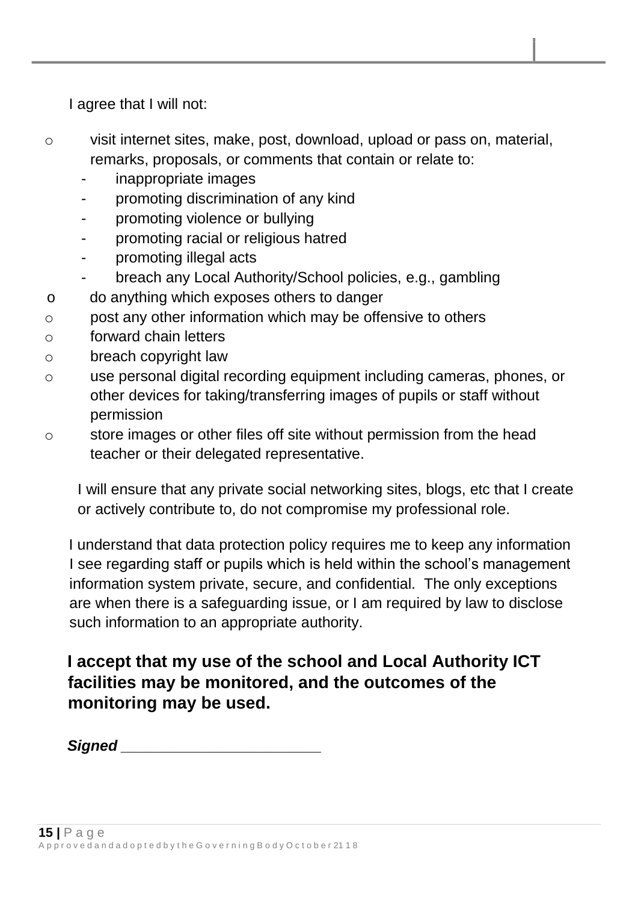I agree that I will not:

- visit internet sites, make, post, download, upload or pass on, material, remarks, proposals, or comments that contain or relate to:
  - inappropriate images
  - promoting discrimination of any kind
  - promoting violence or bullying
  - promoting racial or religious hatred
  - promoting illegal acts
  - breach any Local Authority/School policies, e.g., gambling
- do anything which exposes others to danger
- post any other information which may be offensive to others
- forward chain letters
- breach copyright law
- use personal digital recording equipment including cameras, phones, or other devices for taking/transferring images of pupils or staff without permission
- store images or other files off site without permission from the head teacher or their delegated representative.

I will ensure that any private social networking sites, blogs, etc that I create or actively contribute to, do not compromise my professional role.

I understand that data protection policy requires me to keep any information I see regarding staff or pupils which is held within the school's management information system private, secure, and confidential. The only exceptions are when there is a safeguarding issue, or I am required by law to disclose such information to an appropriate authority.

**I accept that my use of the school and Local Authority ICT facilities may be monitored, and the outcomes of the monitoring may be used.**

***Signed*** ________________________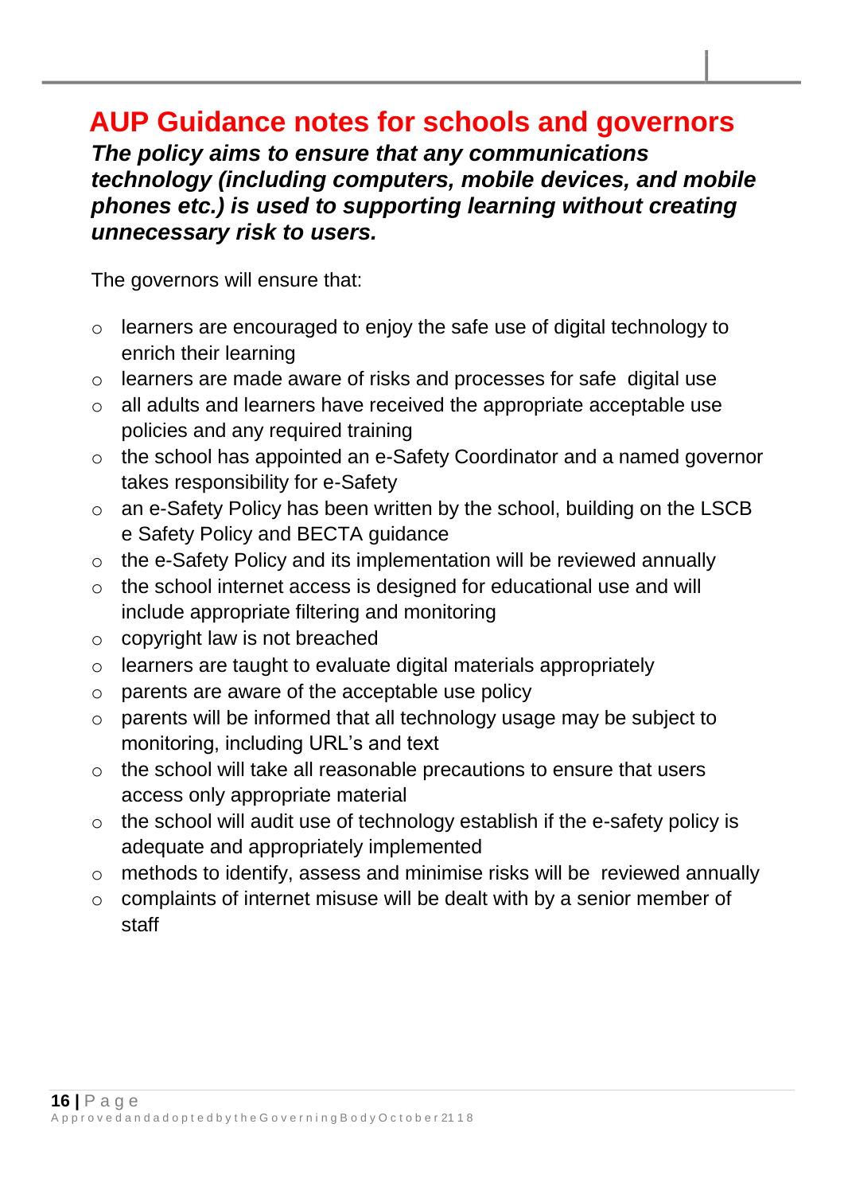# AUP Guidance notes for schools and governors

***The policy aims to ensure that any communications technology (including computers, mobile devices, and mobile phones etc.) is used to supporting learning without creating unnecessary risk to users.***

The governors will ensure that:

- learners are encouraged to enjoy the safe use of digital technology to enrich their learning
- learners are made aware of risks and processes for safe digital use
- all adults and learners have received the appropriate acceptable use policies and any required training
- the school has appointed an e-Safety Coordinator and a named governor takes responsibility for e-Safety
- an e-Safety Policy has been written by the school, building on the LSCB e Safety Policy and BECTA guidance
- the e-Safety Policy and its implementation will be reviewed annually
- the school internet access is designed for educational use and will include appropriate filtering and monitoring
- copyright law is not breached
- learners are taught to evaluate digital materials appropriately
- parents are aware of the acceptable use policy
- parents will be informed that all technology usage may be subject to monitoring, including URL's and text
- the school will take all reasonable precautions to ensure that users access only appropriate material
- the school will audit use of technology establish if the e-safety policy is adequate and appropriately implemented
- methods to identify, assess and minimise risks will be reviewed annually
- complaints of internet misuse will be dealt with by a senior member of staff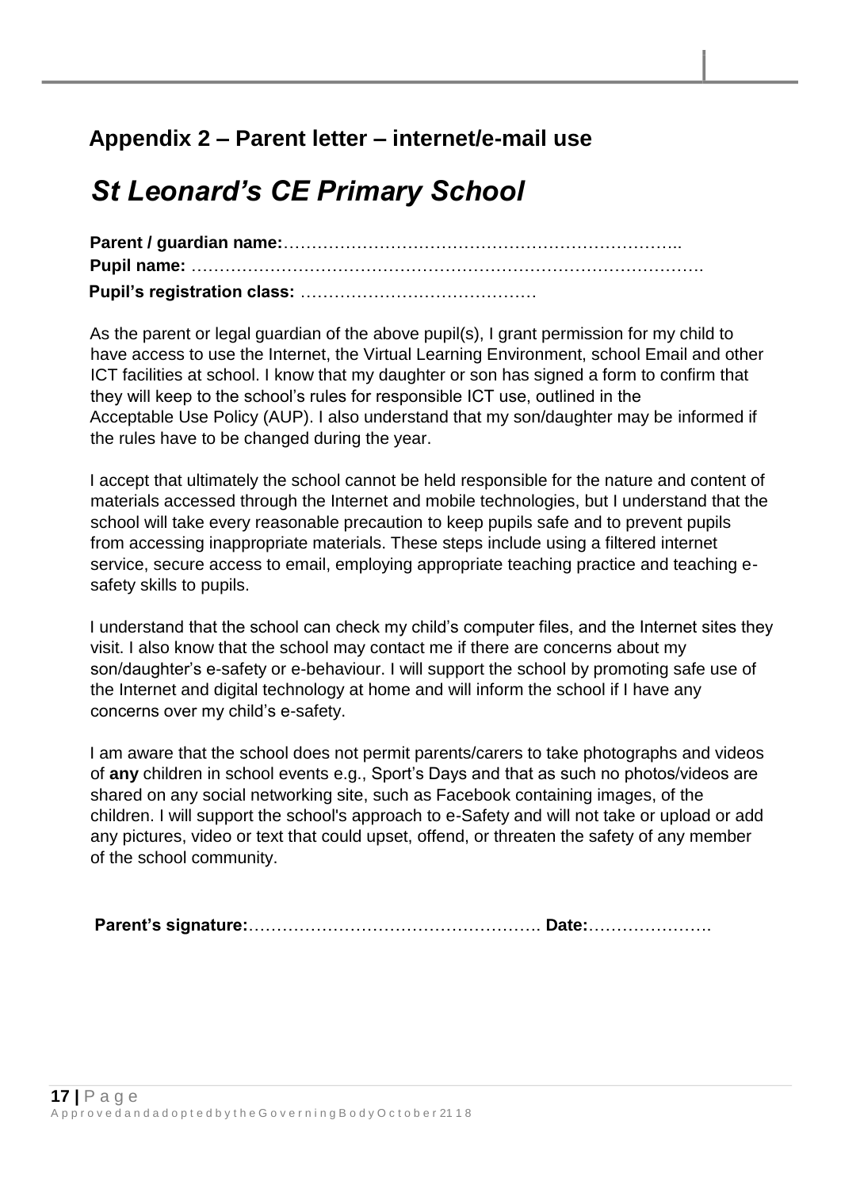## Appendix 2 – Parent letter – internet/e-mail use

# *St Leonard's CE Primary School*

**Parent / guardian name:**……………………………………………………………..
**Pupil name:** ………………………………………………………………………….
**Pupil's registration class:** ……………………………………

As the parent or legal guardian of the above pupil(s), I grant permission for my child to have access to use the Internet, the Virtual Learning Environment, school Email and other ICT facilities at school. I know that my daughter or son has signed a form to confirm that they will keep to the school's rules for responsible ICT use, outlined in the Acceptable Use Policy (AUP). I also understand that my son/daughter may be informed if the rules have to be changed during the year.

I accept that ultimately the school cannot be held responsible for the nature and content of materials accessed through the Internet and mobile technologies, but I understand that the school will take every reasonable precaution to keep pupils safe and to prevent pupils from accessing inappropriate materials. These steps include using a filtered internet service, secure access to email, employing appropriate teaching practice and teaching e-safety skills to pupils.

I understand that the school can check my child's computer files, and the Internet sites they visit. I also know that the school may contact me if there are concerns about my son/daughter's e-safety or e-behaviour. I will support the school by promoting safe use of the Internet and digital technology at home and will inform the school if I have any concerns over my child's e-safety.

I am aware that the school does not permit parents/carers to take photographs and videos of **any** children in school events e.g., Sport's Days and that as such no photos/videos are shared on any social networking site, such as Facebook containing images, of the children. I will support the school's approach to e-Safety and will not take or upload or add any pictures, video or text that could upset, offend, or threaten the safety of any member of the school community.

**Parent's signature:**……………………………………………. **Date:**………………….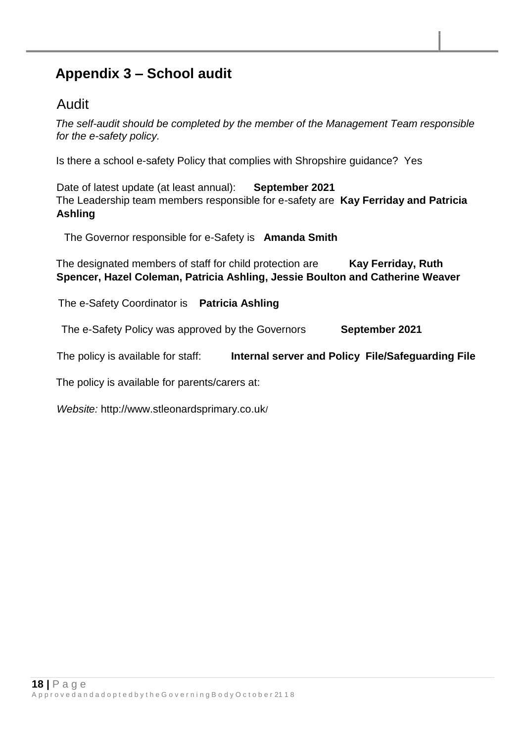## Appendix 3 – School audit

### Audit

*The self-audit should be completed by the member of the Management Team responsible for the e-safety policy.*

Is there a school e-safety Policy that complies with Shropshire guidance? Yes

Date of latest update (at least annual): **September 2021**

The Leadership team members responsible for e-safety are **Kay Ferriday and Patricia Ashling**

The Governor responsible for e-Safety is **Amanda Smith**

The designated members of staff for child protection are **Kay Ferriday, Ruth Spencer, Hazel Coleman, Patricia Ashling, Jessie Boulton and Catherine Weaver**

The e-Safety Coordinator is **Patricia Ashling**

The e-Safety Policy was approved by the Governors **September 2021**

The policy is available for staff: **Internal server and Policy File/Safeguarding File**

The policy is available for parents/carers at:

*Website:* http://www.stleonardsprimary.co.uk/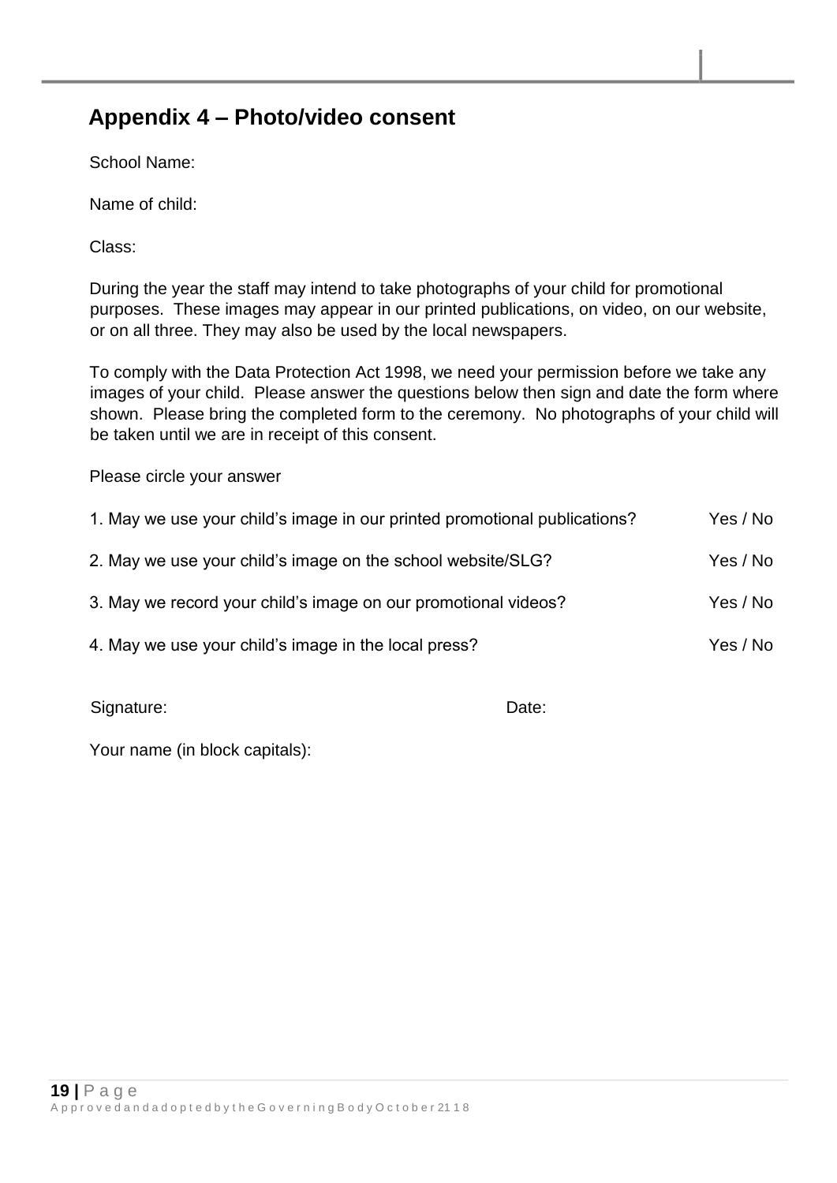## Appendix 4 – Photo/video consent

School Name:

Name of child:

Class:

During the year the staff may intend to take photographs of your child for promotional purposes. These images may appear in our printed publications, on video, on our website, or on all three. They may also be used by the local newspapers.

To comply with the Data Protection Act 1998, we need your permission before we take any images of your child. Please answer the questions below then sign and date the form where shown. Please bring the completed form to the ceremony. No photographs of your child will be taken until we are in receipt of this consent.

Please circle your answer

| | |
|---|---|
| 1. May we use your child's image in our printed promotional publications? | Yes / No |
| 2. May we use your child's image on the school website/SLG? | Yes / No |
| 3. May we record your child's image on our promotional videos? | Yes / No |
| 4. May we use your child's image in the local press? | Yes / No |

Signature: Date:

Your name (in block capitals):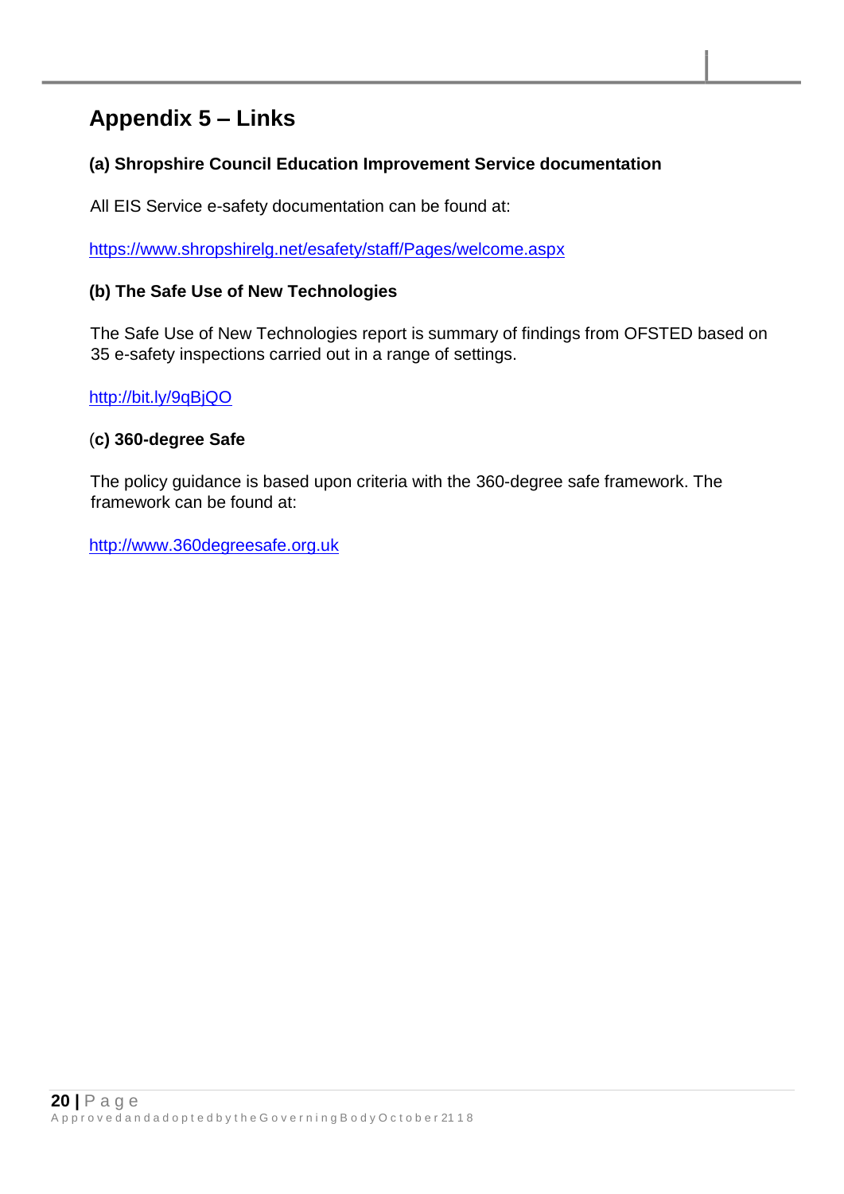# Appendix 5 – Links

### (a) Shropshire Council Education Improvement Service documentation

All EIS Service e-safety documentation can be found at:

https://www.shropshirelg.net/esafety/staff/Pages/welcome.aspx

### (b) The Safe Use of New Technologies

The Safe Use of New Technologies report is summary of findings from OFSTED based on 35 e-safety inspections carried out in a range of settings.

http://bit.ly/9qBjQO

### (c) 360-degree Safe

The policy guidance is based upon criteria with the 360-degree safe framework. The framework can be found at:

http://www.360degreesafe.org.uk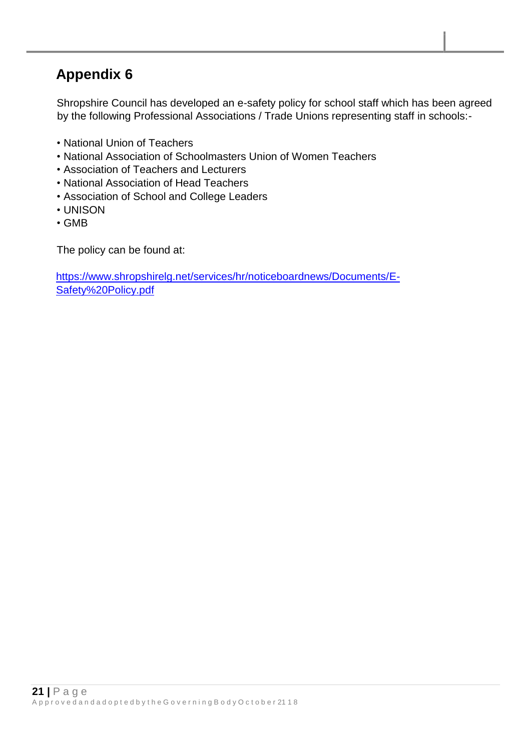# Appendix 6

Shropshire Council has developed an e-safety policy for school staff which has been agreed by the following Professional Associations / Trade Unions representing staff in schools:-

- National Union of Teachers
- National Association of Schoolmasters Union of Women Teachers
- Association of Teachers and Lecturers
- National Association of Head Teachers
- Association of School and College Leaders
- UNISON
- GMB

The policy can be found at:

https://www.shropshirelg.net/services/hr/noticeboardnews/Documents/E-Safety%20Policy.pdf